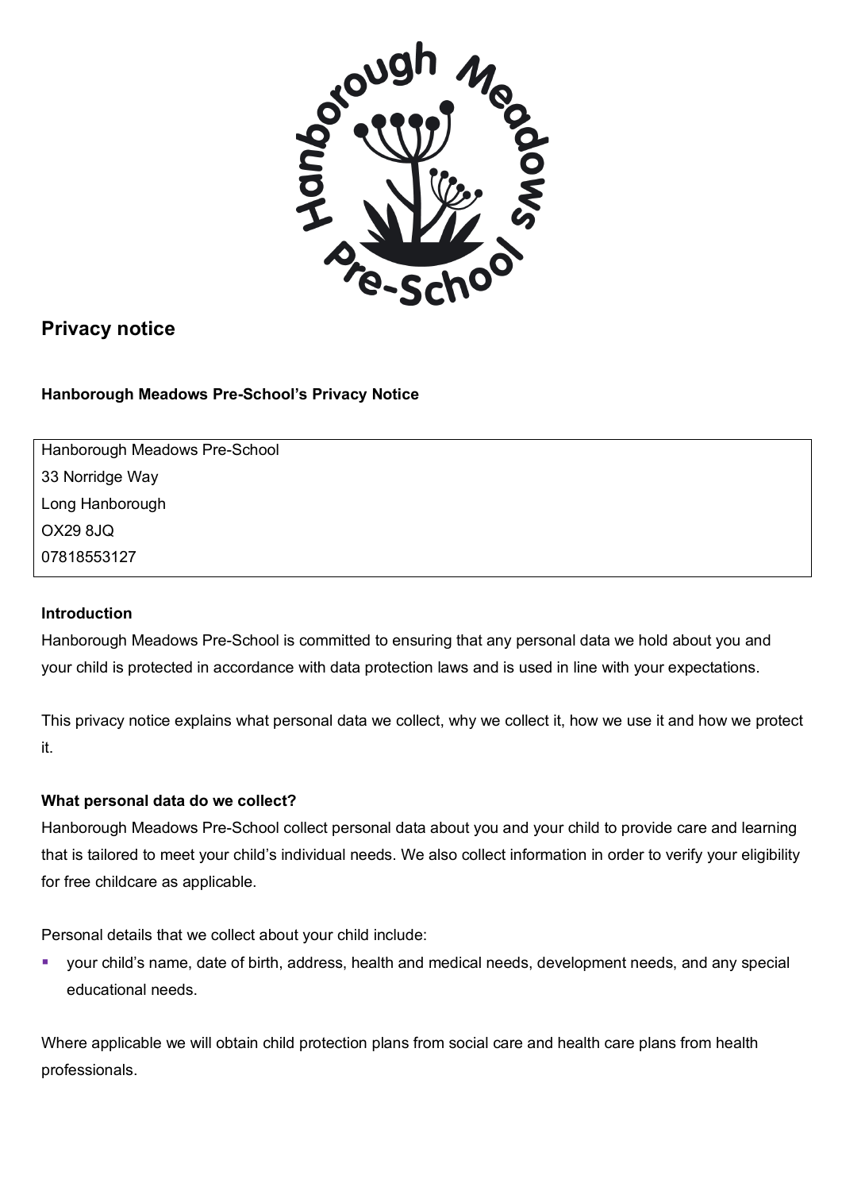## Privacy notice

**Hanborough Meadows Pre-School's Privacy Notice**

| Hanborough Meadows Pre-School |
|---|
| 33 Norridge Way |
| Long Hanborough |
| OX29 8JQ |
| 07818553127 |

**Introduction**

Hanborough Meadows Pre-School is committed to ensuring that any personal data we hold about you and your child is protected in accordance with data protection laws and is used in line with your expectations.

This privacy notice explains what personal data we collect, why we collect it, how we use it and how we protect it.

**What personal data do we collect?**

Hanborough Meadows Pre-School collect personal data about you and your child to provide care and learning that is tailored to meet your child's individual needs. We also collect information in order to verify your eligibility for free childcare as applicable.

Personal details that we collect about your child include:

- your child's name, date of birth, address, health and medical needs, development needs, and any special educational needs.

Where applicable we will obtain child protection plans from social care and health care plans from health professionals.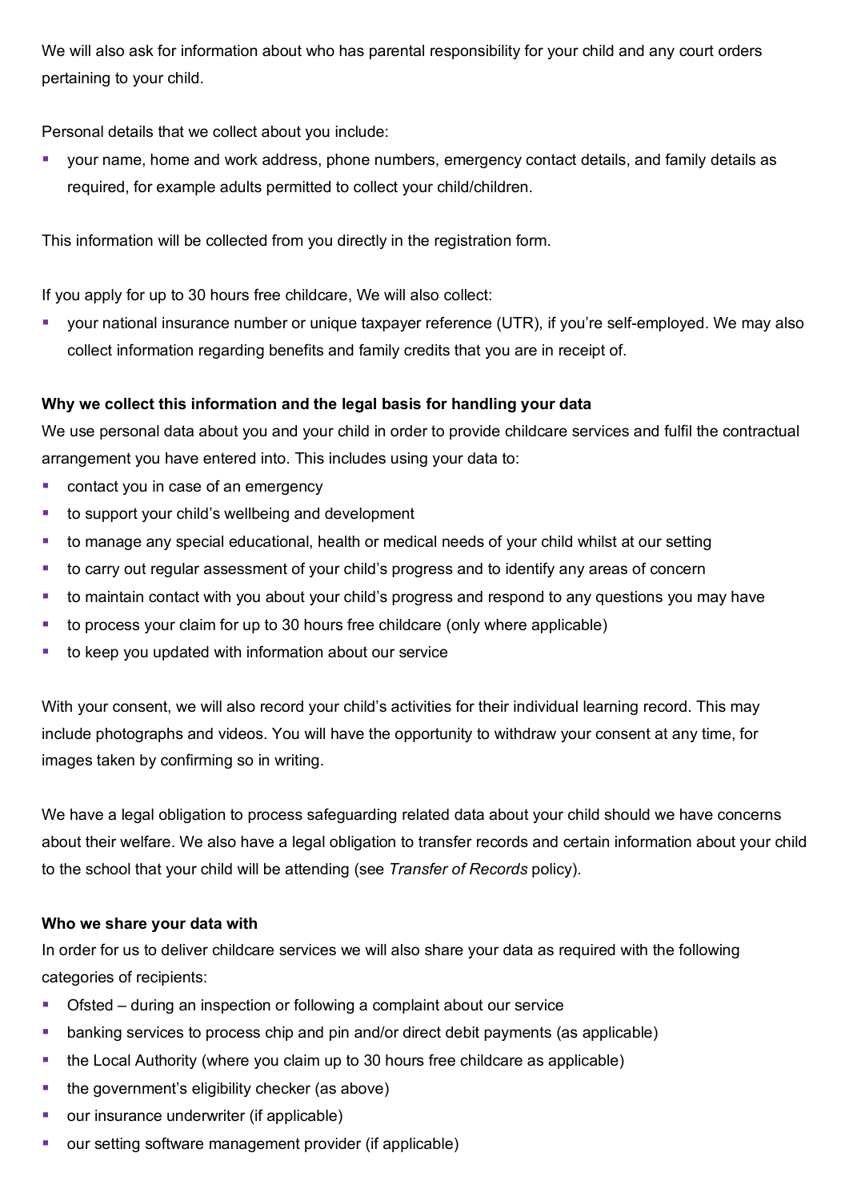We will also ask for information about who has parental responsibility for your child and any court orders pertaining to your child.

Personal details that we collect about you include:

- your name, home and work address, phone numbers, emergency contact details, and family details as required, for example adults permitted to collect your child/children.

This information will be collected from you directly in the registration form.

If you apply for up to 30 hours free childcare, We will also collect:

- your national insurance number or unique taxpayer reference (UTR), if you're self-employed. We may also collect information regarding benefits and family credits that you are in receipt of.

**Why we collect this information and the legal basis for handling your data**

We use personal data about you and your child in order to provide childcare services and fulfil the contractual arrangement you have entered into. This includes using your data to:

- contact you in case of an emergency
- to support your child's wellbeing and development
- to manage any special educational, health or medical needs of your child whilst at our setting
- to carry out regular assessment of your child's progress and to identify any areas of concern
- to maintain contact with you about your child's progress and respond to any questions you may have
- to process your claim for up to 30 hours free childcare (only where applicable)
- to keep you updated with information about our service

With your consent, we will also record your child's activities for their individual learning record. This may include photographs and videos. You will have the opportunity to withdraw your consent at any time, for images taken by confirming so in writing.

We have a legal obligation to process safeguarding related data about your child should we have concerns about their welfare. We also have a legal obligation to transfer records and certain information about your child to the school that your child will be attending (see *Transfer of Records* policy).

**Who we share your data with**

In order for us to deliver childcare services we will also share your data as required with the following categories of recipients:

- Ofsted – during an inspection or following a complaint about our service
- banking services to process chip and pin and/or direct debit payments (as applicable)
- the Local Authority (where you claim up to 30 hours free childcare as applicable)
- the government's eligibility checker (as above)
- our insurance underwriter (if applicable)
- our setting software management provider (if applicable)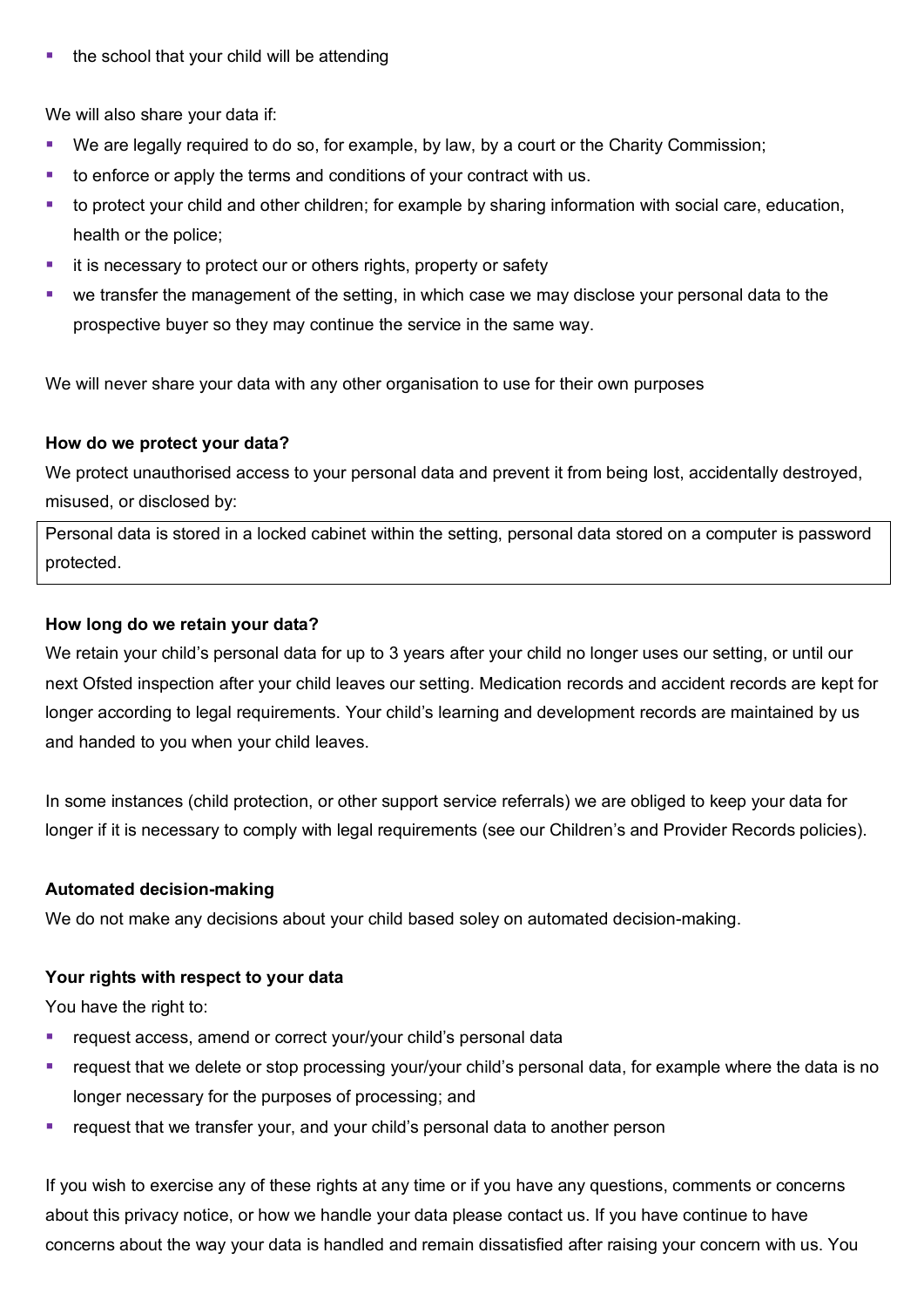- the school that your child will be attending

We will also share your data if:

- We are legally required to do so, for example, by law, by a court or the Charity Commission;
- to enforce or apply the terms and conditions of your contract with us.
- to protect your child and other children; for example by sharing information with social care, education, health or the police;
- it is necessary to protect our or others rights, property or safety
- we transfer the management of the setting, in which case we may disclose your personal data to the prospective buyer so they may continue the service in the same way.

We will never share your data with any other organisation to use for their own purposes

**How do we protect your data?**

We protect unauthorised access to your personal data and prevent it from being lost, accidentally destroyed, misused, or disclosed by:

Personal data is stored in a locked cabinet within the setting, personal data stored on a computer is password protected.

**How long do we retain your data?**

We retain your child's personal data for up to 3 years after your child no longer uses our setting, or until our next Ofsted inspection after your child leaves our setting. Medication records and accident records are kept for longer according to legal requirements. Your child's learning and development records are maintained by us and handed to you when your child leaves.

In some instances (child protection, or other support service referrals) we are obliged to keep your data for longer if it is necessary to comply with legal requirements (see our Children's and Provider Records policies).

**Automated decision-making**

We do not make any decisions about your child based soley on automated decision-making.

**Your rights with respect to your data**

You have the right to:

- request access, amend or correct your/your child's personal data
- request that we delete or stop processing your/your child's personal data, for example where the data is no longer necessary for the purposes of processing; and
- request that we transfer your, and your child's personal data to another person

If you wish to exercise any of these rights at any time or if you have any questions, comments or concerns about this privacy notice, or how we handle your data please contact us. If you have continue to have concerns about the way your data is handled and remain dissatisfied after raising your concern with us. You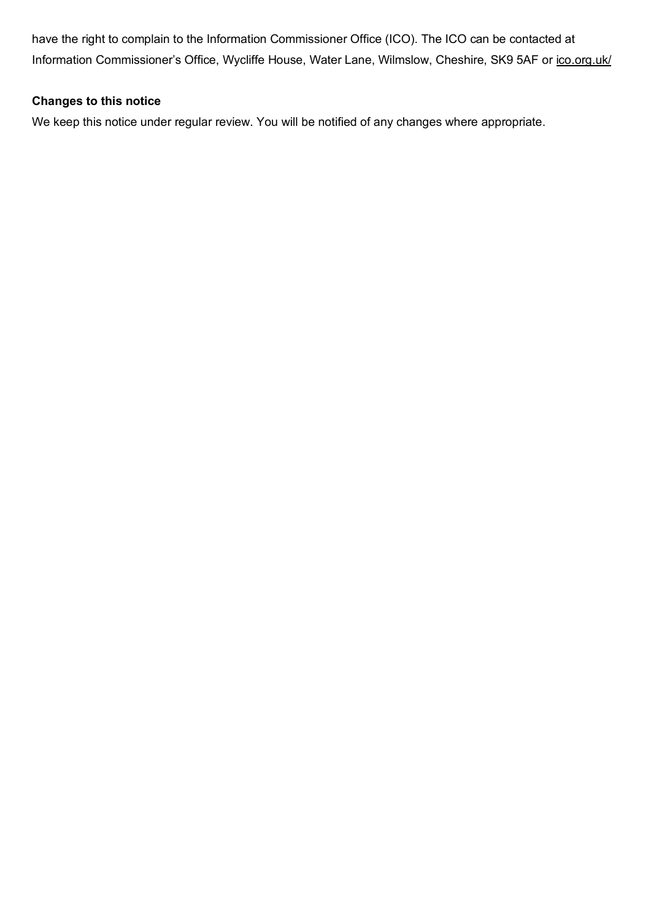have the right to complain to the Information Commissioner Office (ICO). The ICO can be contacted at Information Commissioner's Office, Wycliffe House, Water Lane, Wilmslow, Cheshire, SK9 5AF or ico.org.uk/

**Changes to this notice**

We keep this notice under regular review. You will be notified of any changes where appropriate.